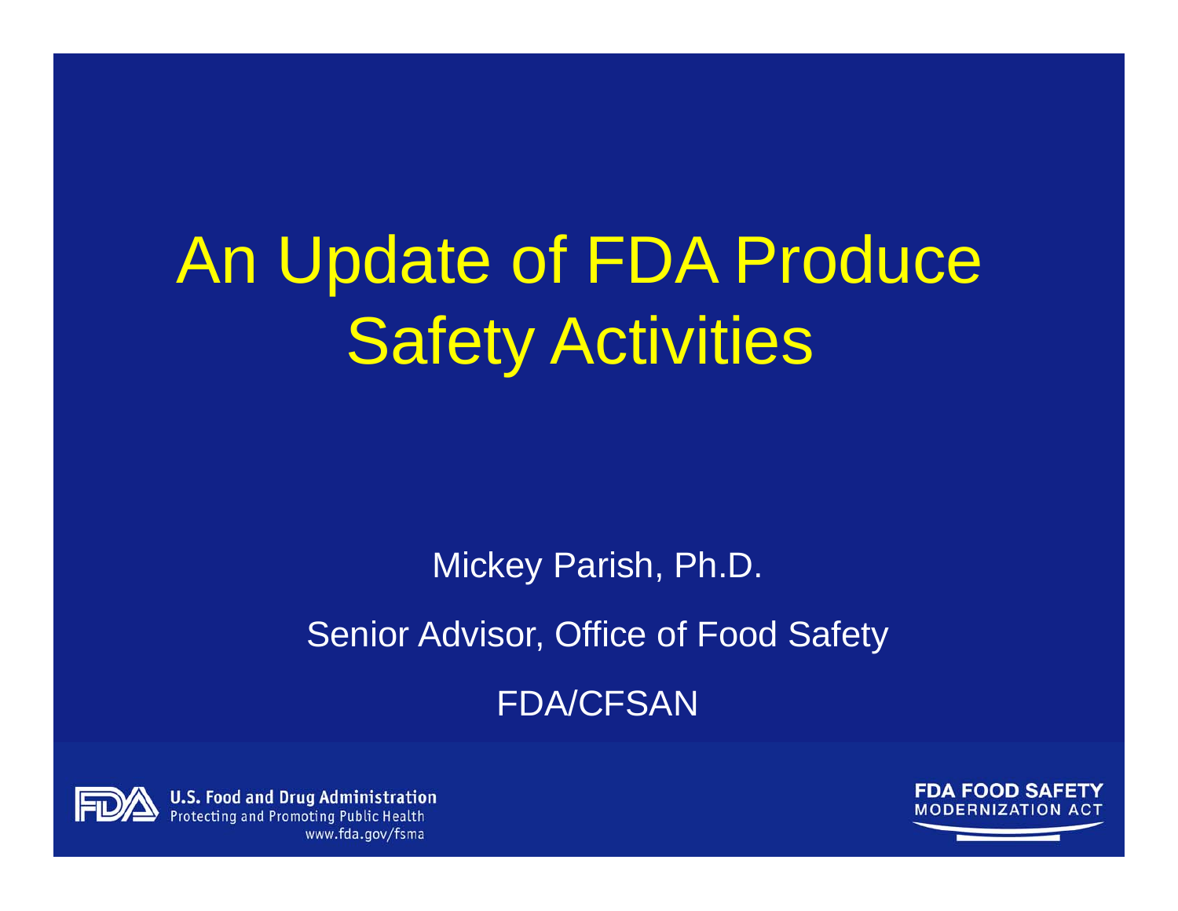# An Update of FDA Produce Safety Activities

Mickey Parish, Ph.D.

Senior Advisor, Office of Food Safety

FDA/CFSAN

U.S. Food and Drug Administration
Protecting and Promoting Public Health
www.fda.gov/fsma

FDA FOOD SAFETY MODERNIZATION ACT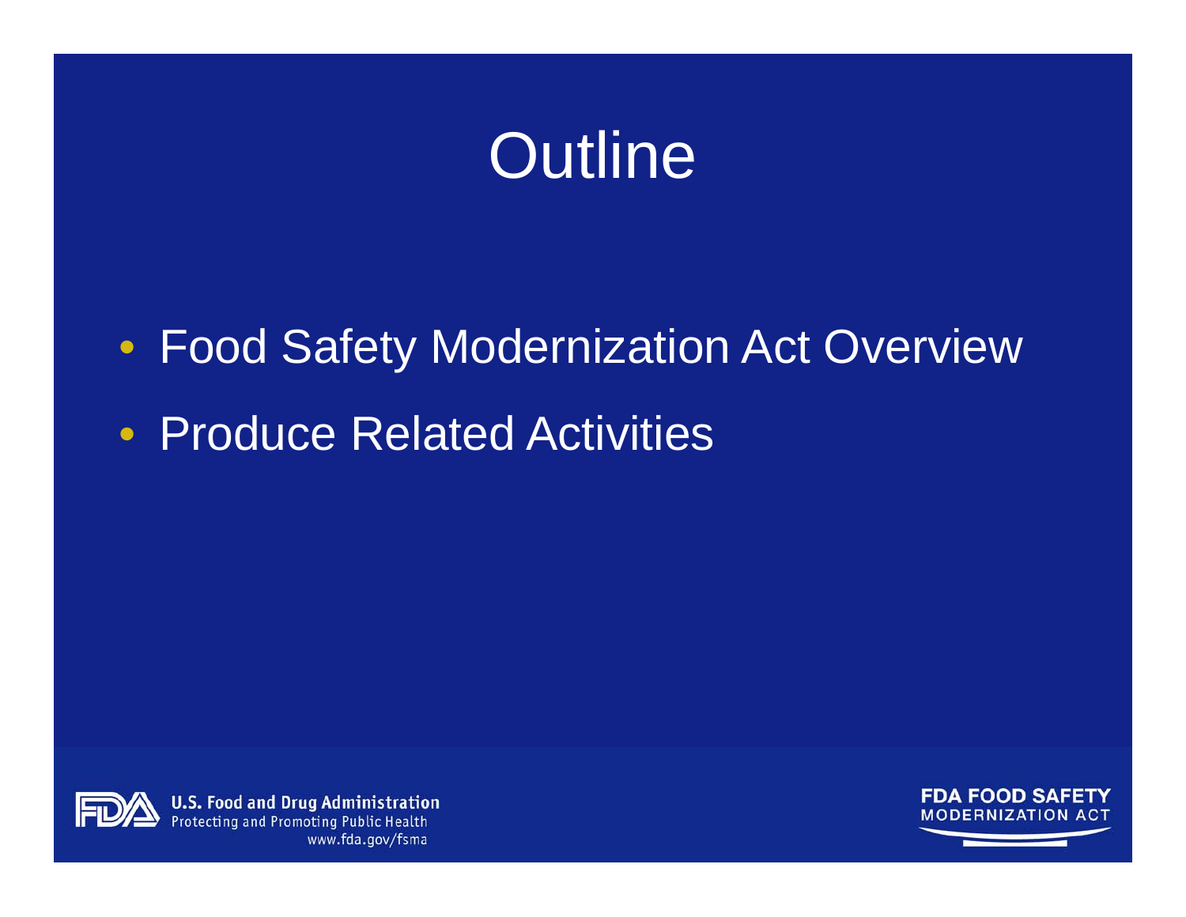# Outline

- Food Safety Modernization Act Overview
- Produce Related Activities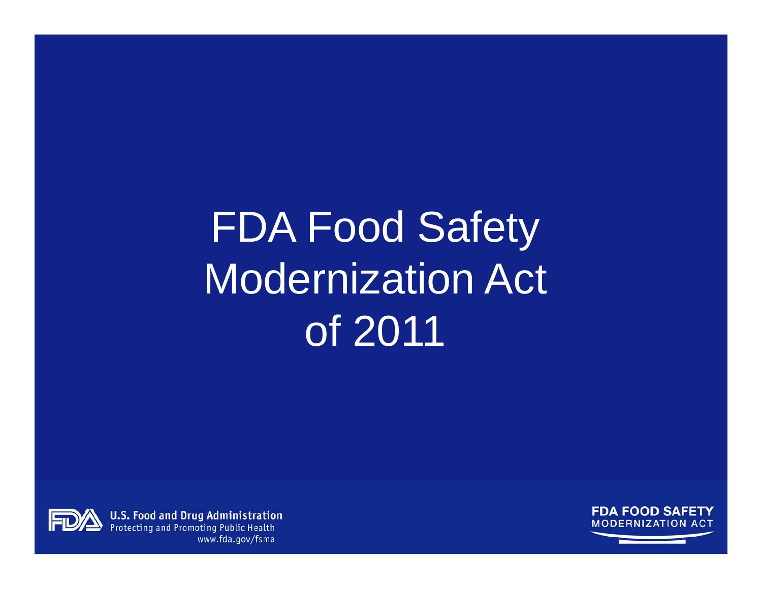# FDA Food Safety Modernization Act of 2011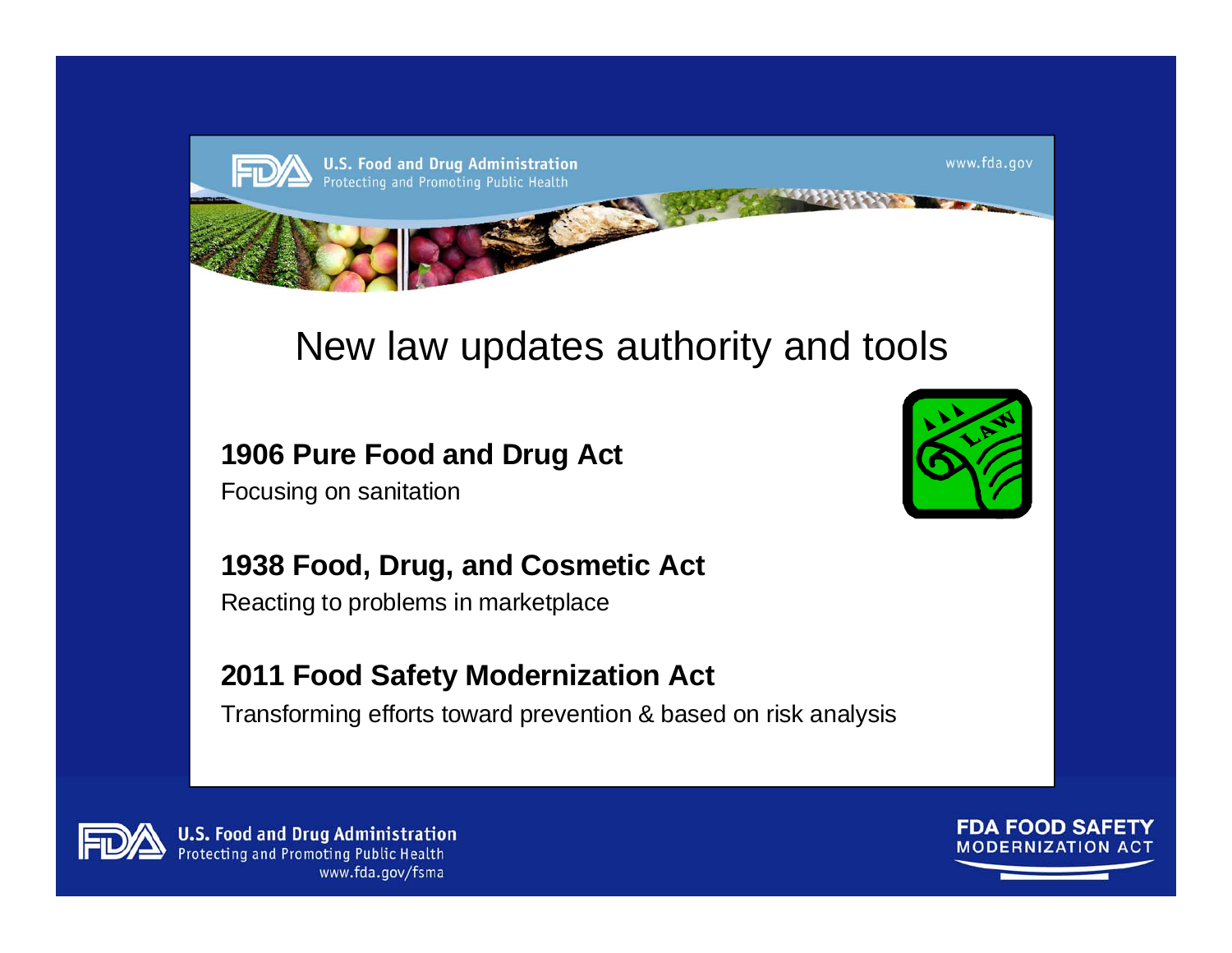# New law updates authority and tools

**1906 Pure Food and Drug Act**

Focusing on sanitation

**1938 Food, Drug, and Cosmetic Act**

Reacting to problems in marketplace

**2011 Food Safety Modernization Act**

Transforming efforts toward prevention & based on risk analysis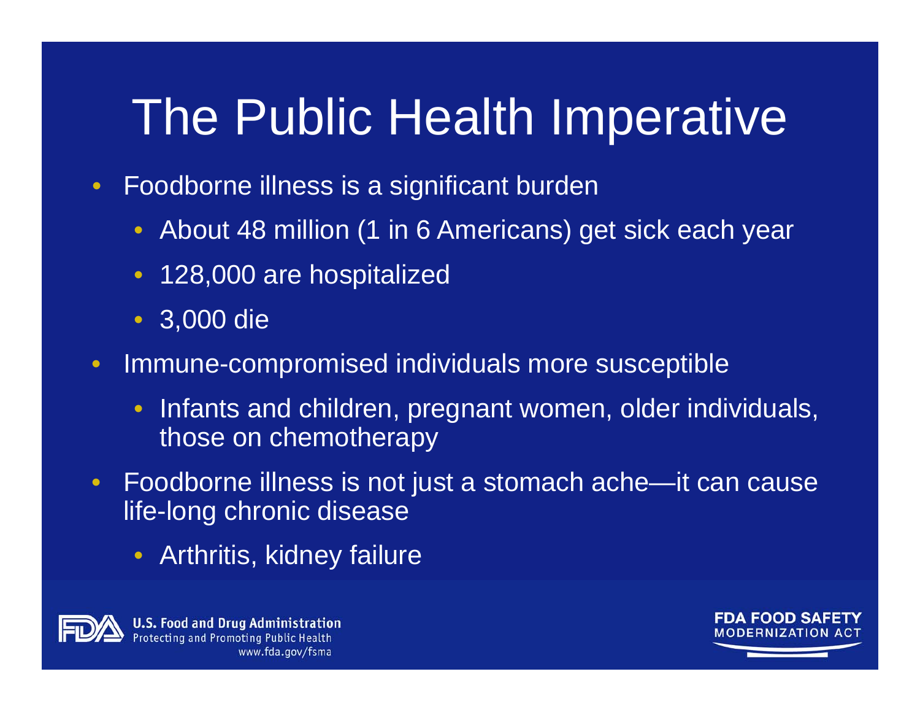# The Public Health Imperative

- Foodborne illness is a significant burden
  - About 48 million (1 in 6 Americans) get sick each year
  - 128,000 are hospitalized
  - 3,000 die
- Immune-compromised individuals more susceptible
  - Infants and children, pregnant women, older individuals, those on chemotherapy
- Foodborne illness is not just a stomach ache—it can cause life-long chronic disease
  - Arthritis, kidney failure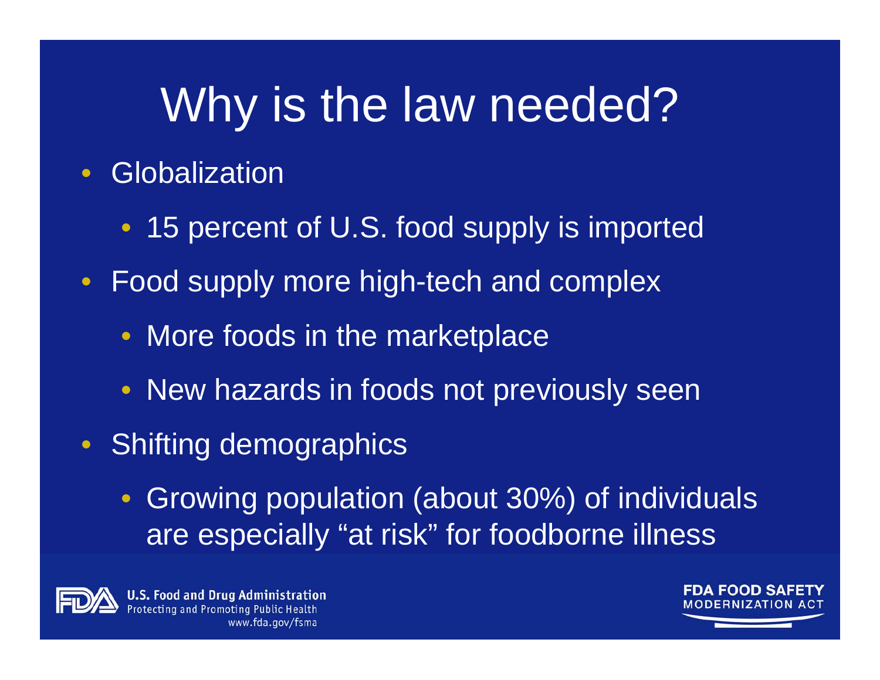# Why is the law needed?

- Globalization
  - 15 percent of U.S. food supply is imported
- Food supply more high-tech and complex
  - More foods in the marketplace
  - New hazards in foods not previously seen
- Shifting demographics
  - Growing population (about 30%) of individuals are especially "at risk" for foodborne illness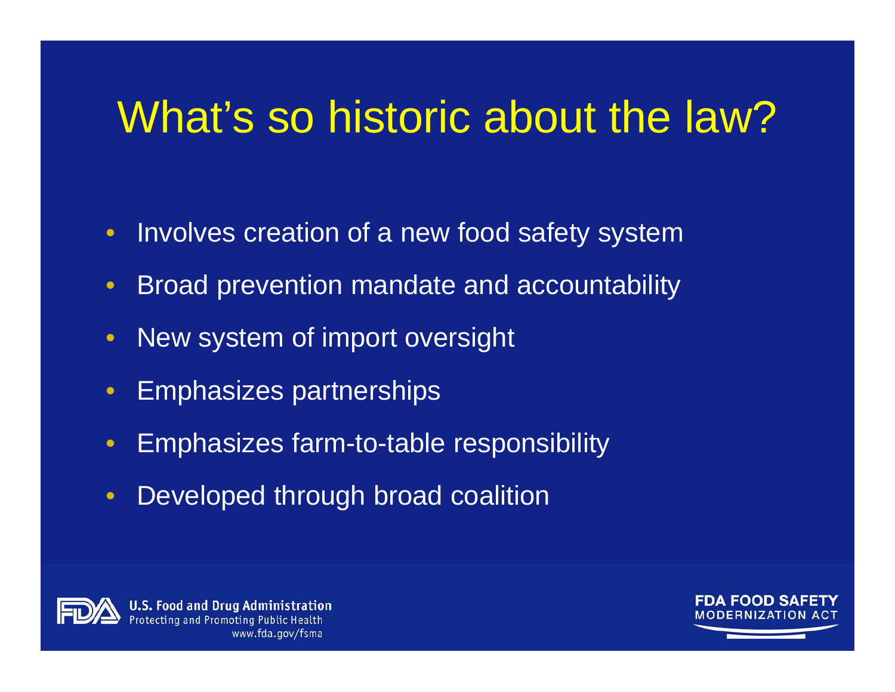# What's so historic about the law?

- Involves creation of a new food safety system
- Broad prevention mandate and accountability
- New system of import oversight
- Emphasizes partnerships
- Emphasizes farm-to-table responsibility
- Developed through broad coalition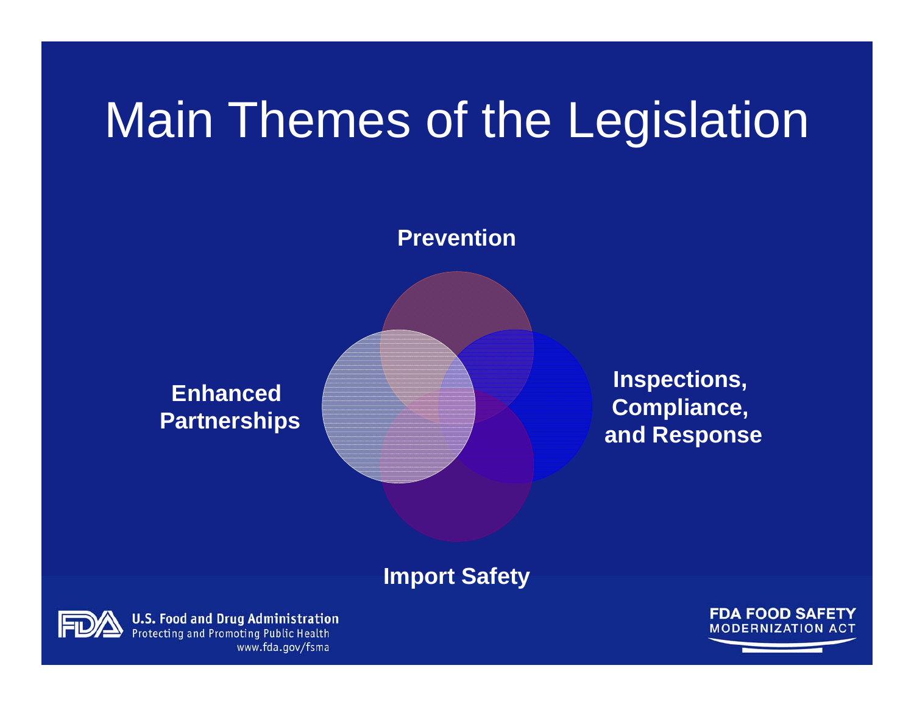# Main Themes of the Legislation

**Prevention**

**Enhanced Partnerships**

**Inspections, Compliance, and Response**

**Import Safety**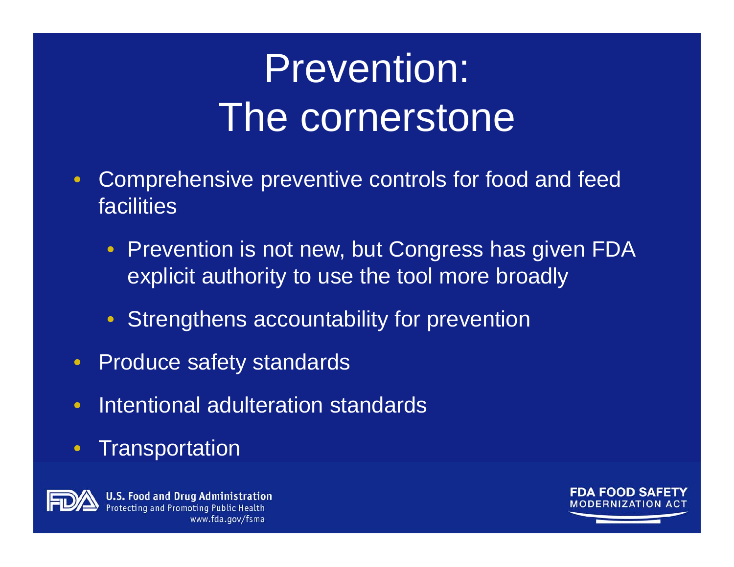# Prevention: The cornerstone

- Comprehensive preventive controls for food and feed facilities
  - Prevention is not new, but Congress has given FDA explicit authority to use the tool more broadly
  - Strengthens accountability for prevention
- Produce safety standards
- Intentional adulteration standards
- Transportation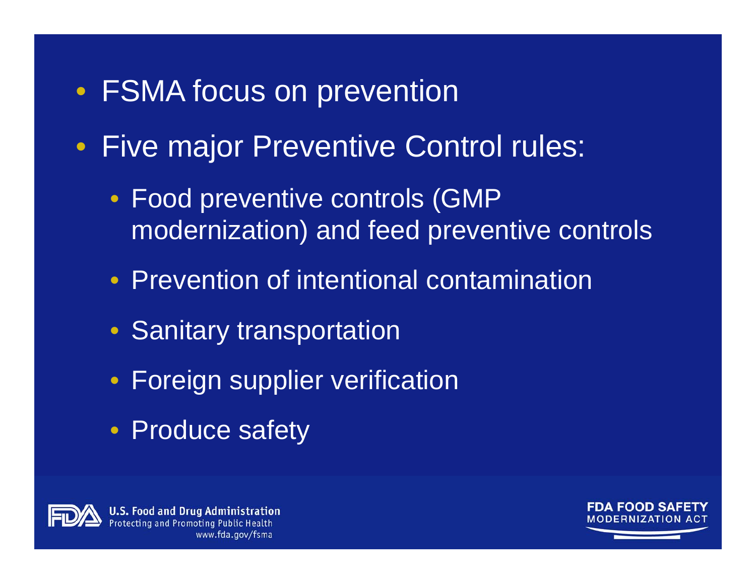- FSMA focus on prevention
- Five major Preventive Control rules:
  - Food preventive controls (GMP modernization) and feed preventive controls
  - Prevention of intentional contamination
  - Sanitary transportation
  - Foreign supplier verification
  - Produce safety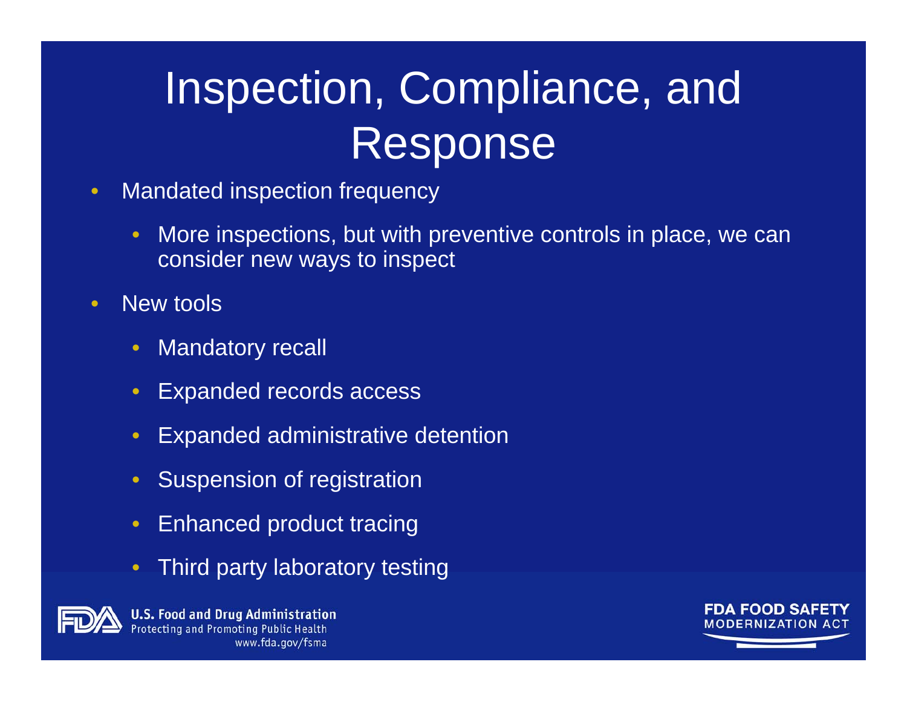# Inspection, Compliance, and Response

- Mandated inspection frequency
  - More inspections, but with preventive controls in place, we can consider new ways to inspect
- New tools
  - Mandatory recall
  - Expanded records access
  - Expanded administrative detention
  - Suspension of registration
  - Enhanced product tracing
  - Third party laboratory testing

U.S. Food and Drug Administration
Protecting and Promoting Public Health
www.fda.gov/fsma

FDA FOOD SAFETY MODERNIZATION ACT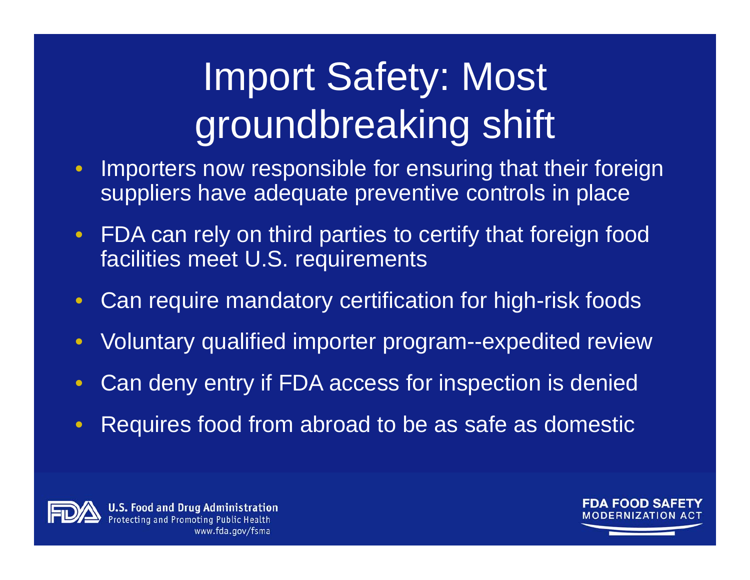# Import Safety: Most groundbreaking shift

- Importers now responsible for ensuring that their foreign suppliers have adequate preventive controls in place
- FDA can rely on third parties to certify that foreign food facilities meet U.S. requirements
- Can require mandatory certification for high-risk foods
- Voluntary qualified importer program--expedited review
- Can deny entry if FDA access for inspection is denied
- Requires food from abroad to be as safe as domestic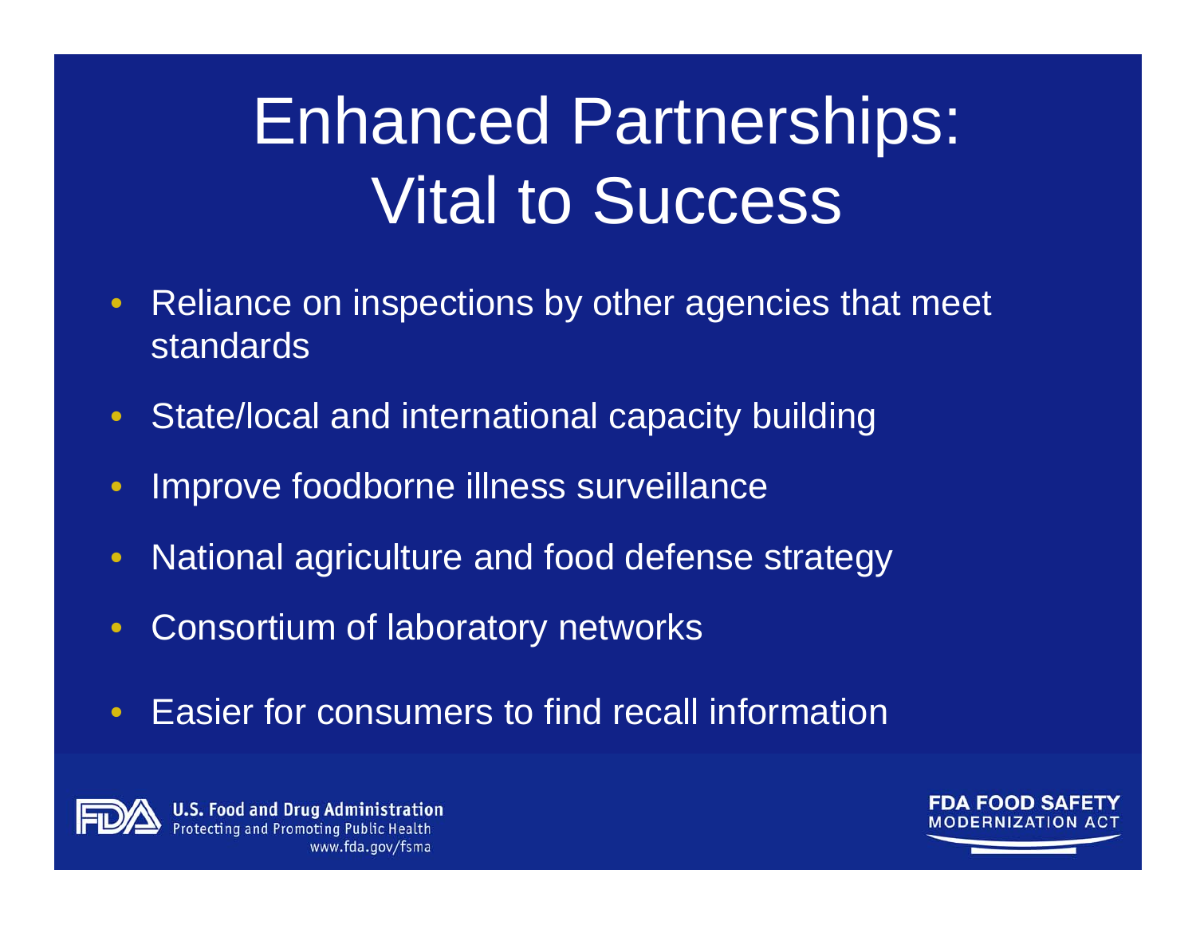# Enhanced Partnerships: Vital to Success

- Reliance on inspections by other agencies that meet standards
- State/local and international capacity building
- Improve foodborne illness surveillance
- National agriculture and food defense strategy
- Consortium of laboratory networks
- Easier for consumers to find recall information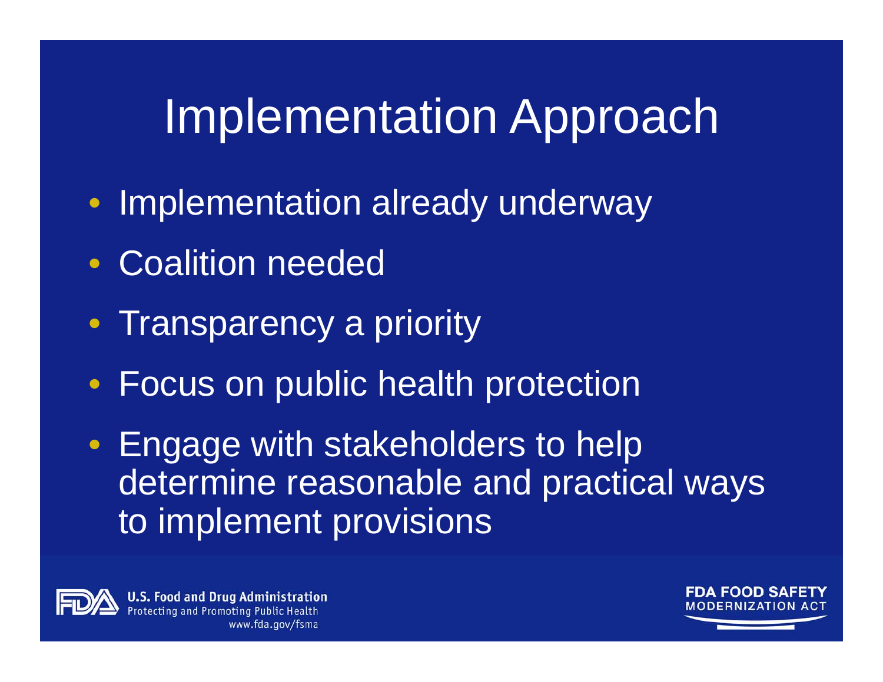# Implementation Approach

- Implementation already underway
- Coalition needed
- Transparency a priority
- Focus on public health protection
- Engage with stakeholders to help determine reasonable and practical ways to implement provisions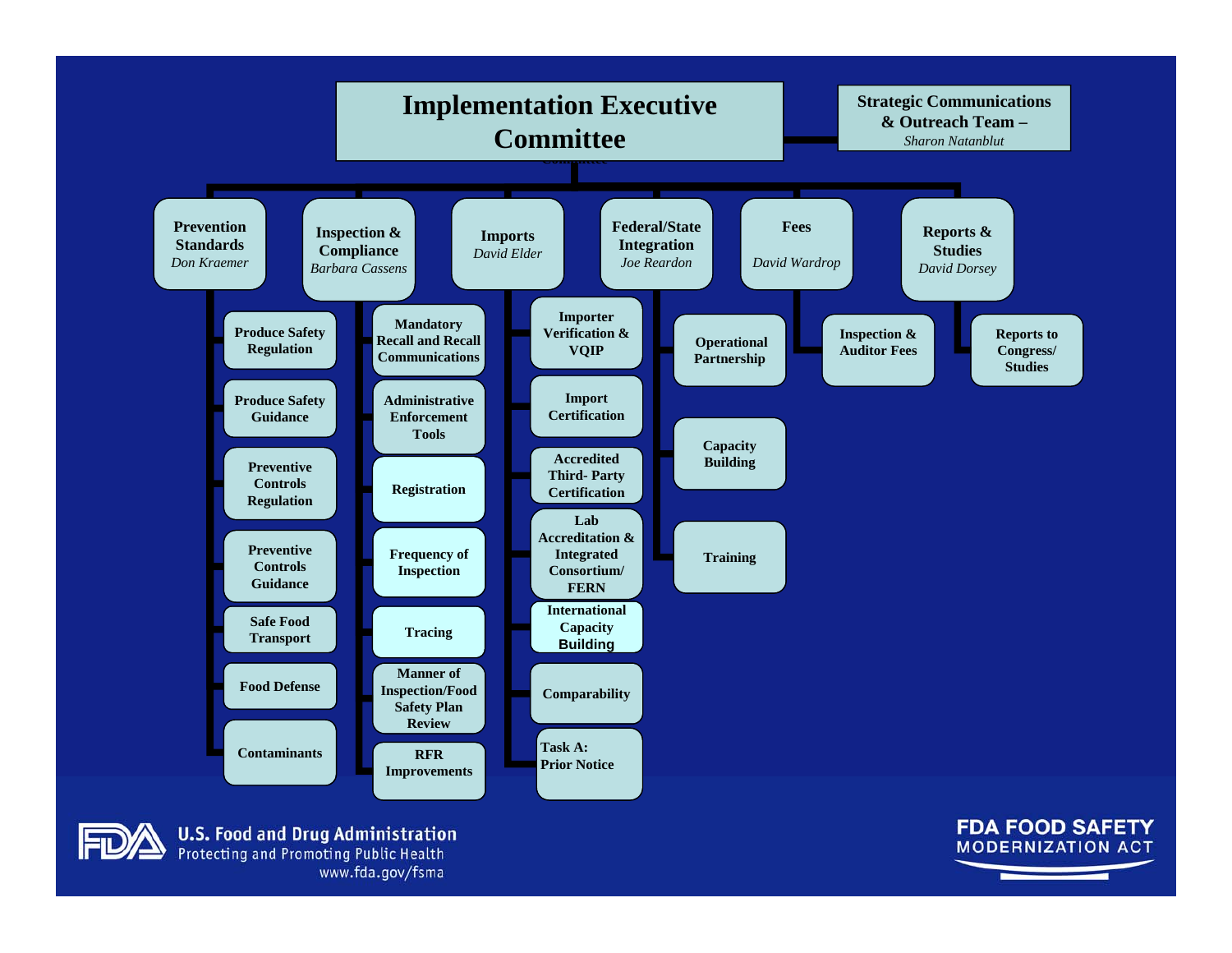# Implementation Executive Committee

**Strategic Communications & Outreach Team –** *Sharon Natanblut*

- **Prevention Standards** – *Don Kraemer*
  - Produce Safety Regulation
  - Produce Safety Guidance
  - Preventive Controls Regulation
  - Preventive Controls Guidance
  - Safe Food Transport
  - Food Defense
  - Contaminants
- **Inspection & Compliance** – *Barbara Cassens*
  - Mandatory Recall and Recall Communications
  - Administrative Enforcement Tools
  - Registration
  - Frequency of Inspection
  - Tracing
  - Manner of Inspection/Food Safety Plan Review
  - RFR Improvements
- **Imports** – *David Elder*
  - Importer Verification & VQIP
  - Import Certification
  - Accredited Third- Party Certification
  - Lab Accreditation & Integrated Consortium/ FERN
  - International Capacity Building
  - Comparability
  - Task A: Prior Notice
- **Federal/State Integration** – *Joe Reardon*
  - Operational Partnership
  - Capacity Building
  - Training
- **Fees** – *David Wardrop*
  - Inspection & Auditor Fees
- **Reports & Studies** – *David Dorsey*
  - Reports to Congress/ Studies

U.S. Food and Drug Administration
Protecting and Promoting Public Health
www.fda.gov/fsma

FDA FOOD SAFETY MODERNIZATION ACT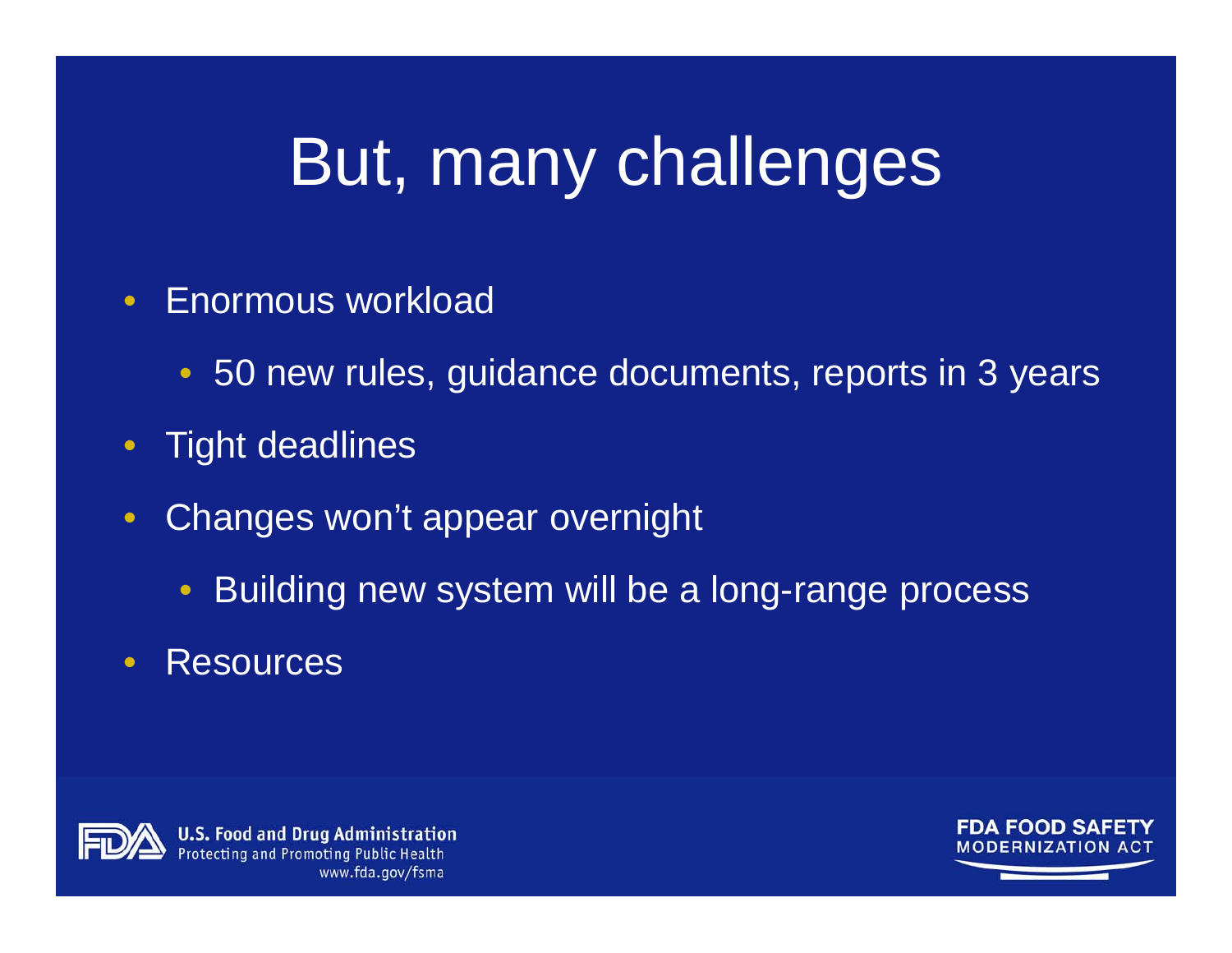# But, many challenges

- Enormous workload
  - 50 new rules, guidance documents, reports in 3 years
- Tight deadlines
- Changes won't appear overnight
  - Building new system will be a long-range process
- Resources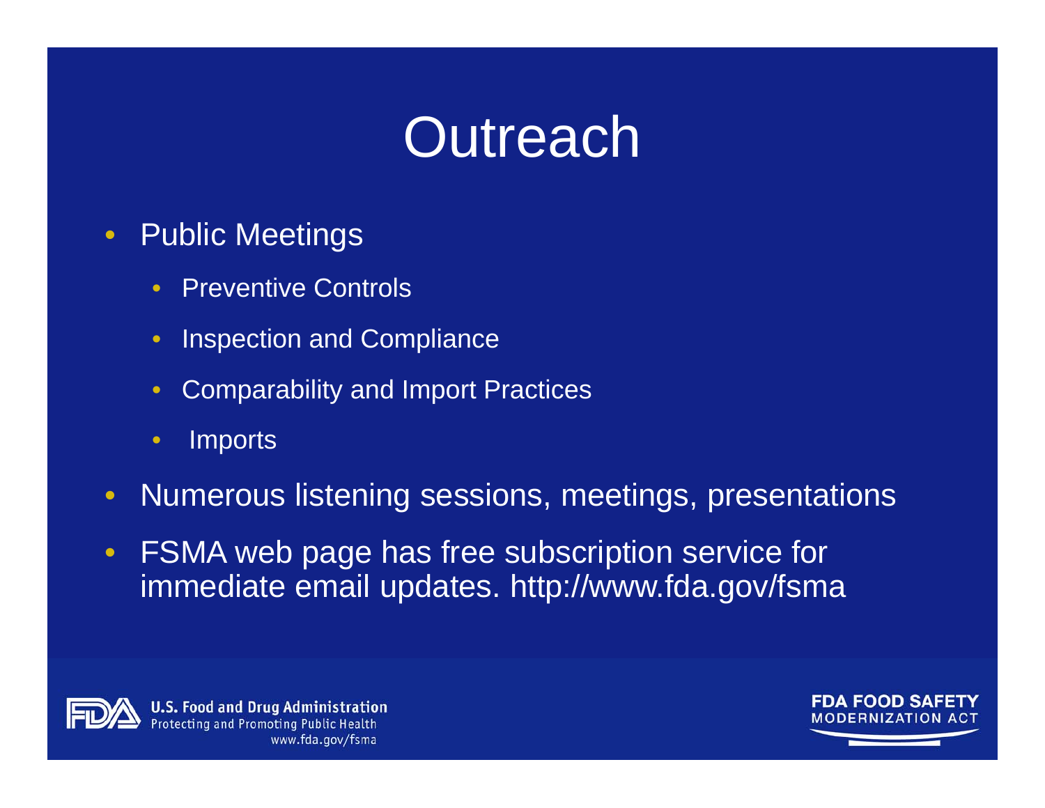# Outreach

- Public Meetings
  - Preventive Controls
  - Inspection and Compliance
  - Comparability and Import Practices
  - Imports
- Numerous listening sessions, meetings, presentations
- FSMA web page has free subscription service for immediate email updates. http://www.fda.gov/fsma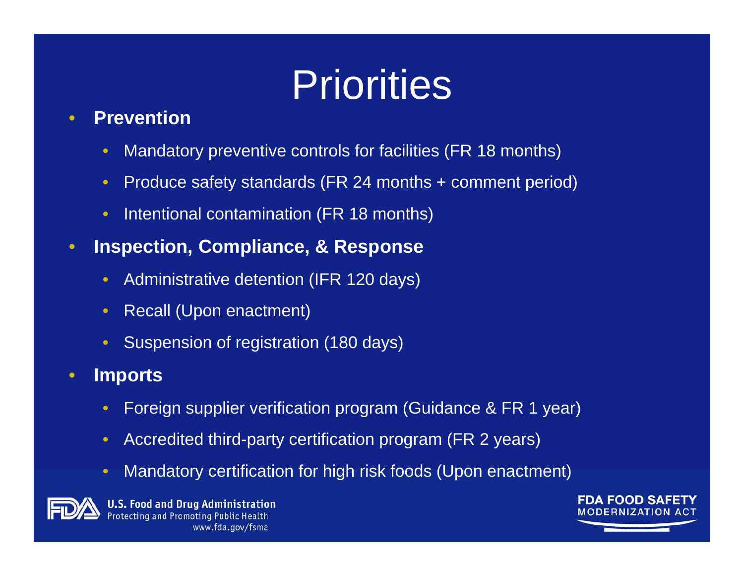# Priorities

- **Prevention**
  - Mandatory preventive controls for facilities (FR 18 months)
  - Produce safety standards (FR 24 months + comment period)
  - Intentional contamination (FR 18 months)
- **Inspection, Compliance, & Response**
  - Administrative detention (IFR 120 days)
  - Recall (Upon enactment)
  - Suspension of registration (180 days)
- **Imports**
  - Foreign supplier verification program (Guidance & FR 1 year)
  - Accredited third-party certification program (FR 2 years)
  - Mandatory certification for high risk foods (Upon enactment)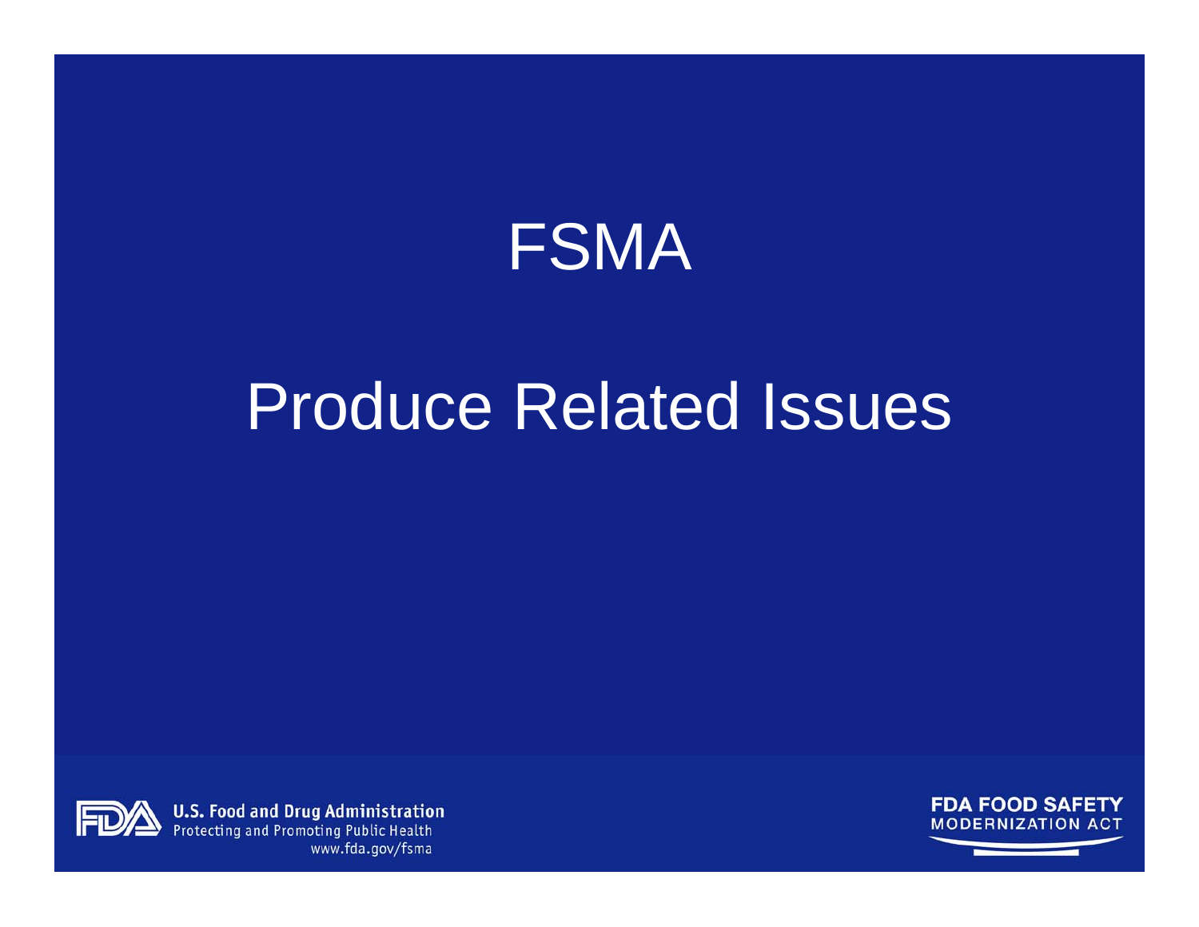# FSMA

# Produce Related Issues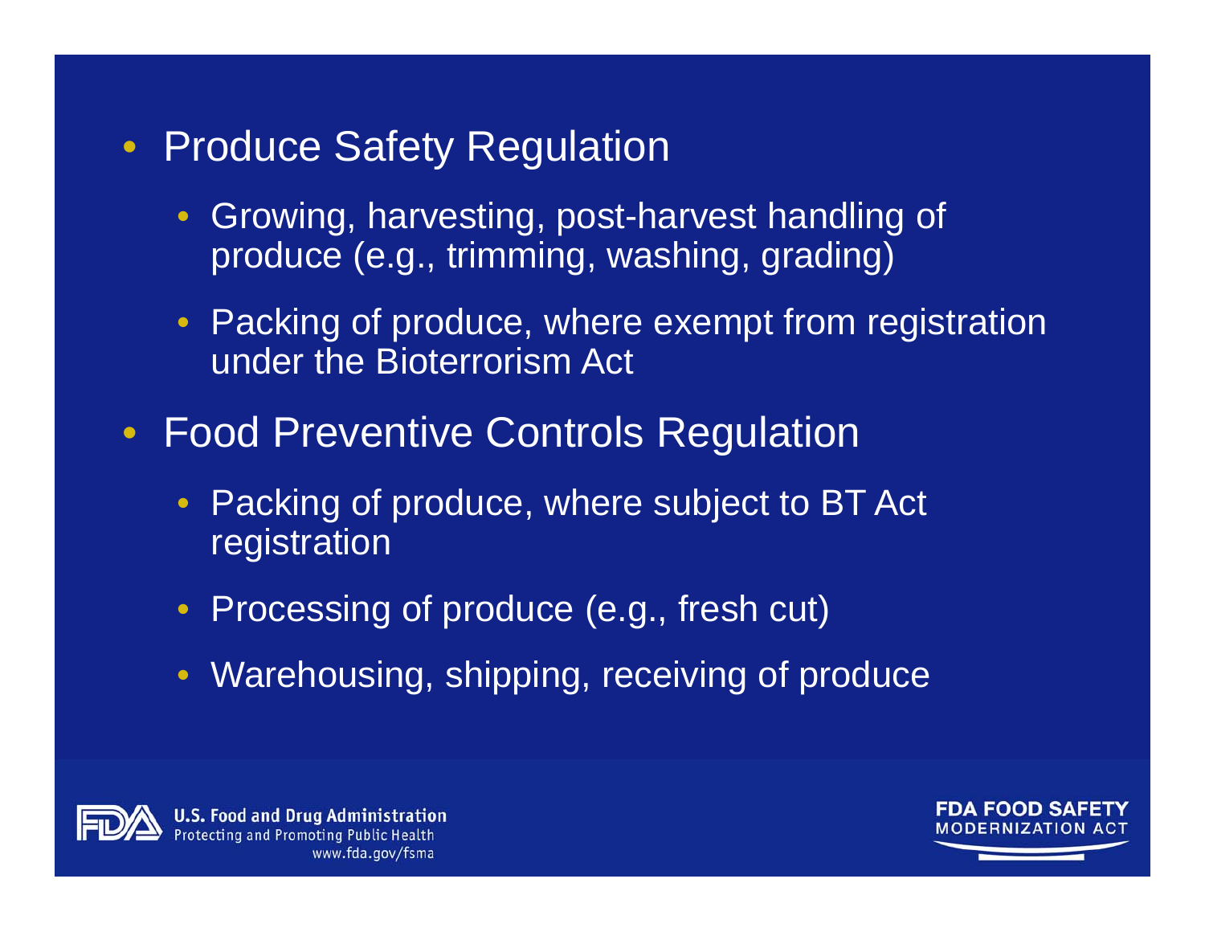- Produce Safety Regulation
  - Growing, harvesting, post-harvest handling of produce (e.g., trimming, washing, grading)
  - Packing of produce, where exempt from registration under the Bioterrorism Act
- Food Preventive Controls Regulation
  - Packing of produce, where subject to BT Act registration
  - Processing of produce (e.g., fresh cut)
  - Warehousing, shipping, receiving of produce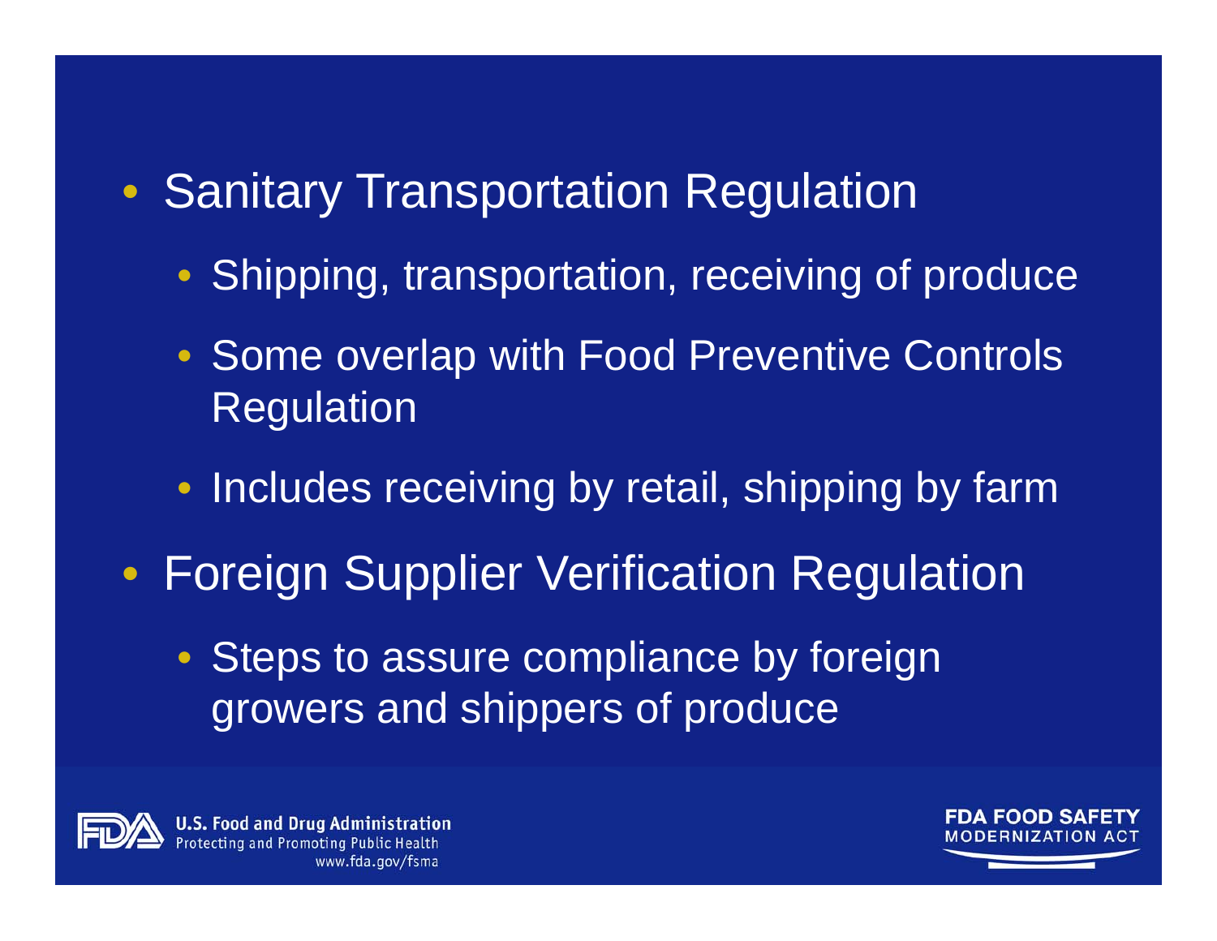- Sanitary Transportation Regulation
  - Shipping, transportation, receiving of produce
  - Some overlap with Food Preventive Controls Regulation
  - Includes receiving by retail, shipping by farm
- Foreign Supplier Verification Regulation
  - Steps to assure compliance by foreign growers and shippers of produce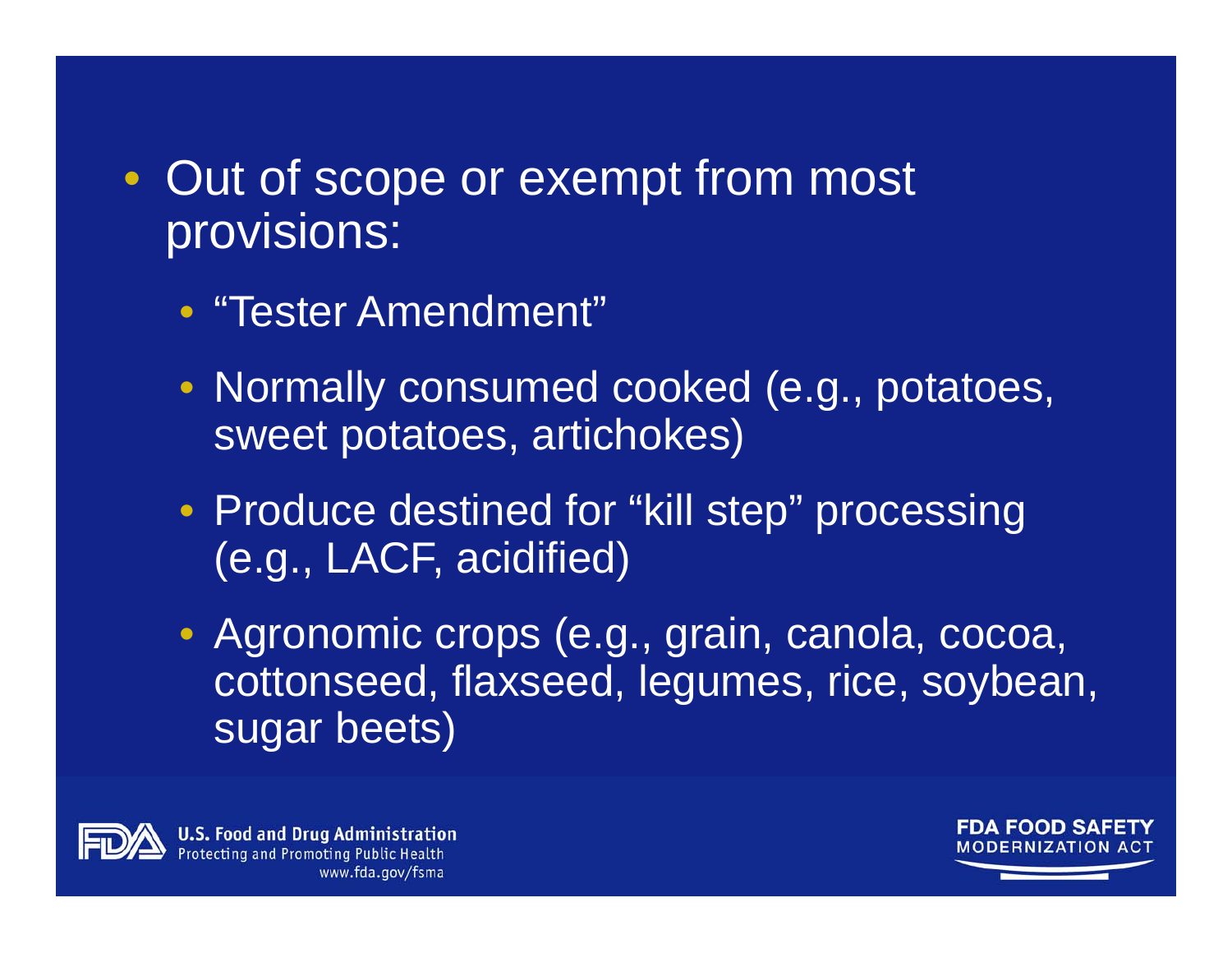- Out of scope or exempt from most provisions:
  - "Tester Amendment"
  - Normally consumed cooked (e.g., potatoes, sweet potatoes, artichokes)
  - Produce destined for "kill step" processing (e.g., LACF, acidified)
  - Agronomic crops (e.g., grain, canola, cocoa, cottonseed, flaxseed, legumes, rice, soybean, sugar beets)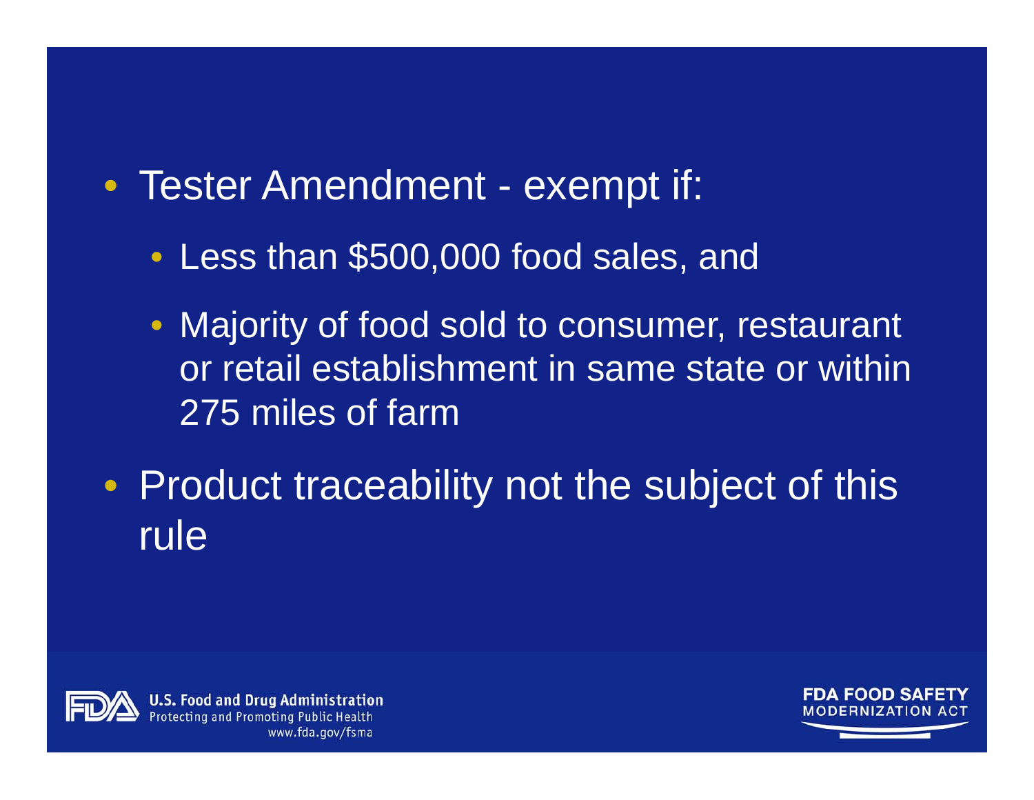- Tester Amendment - exempt if:
  - Less than $500,000 food sales, and
  - Majority of food sold to consumer, restaurant or retail establishment in same state or within 275 miles of farm
- Product traceability not the subject of this rule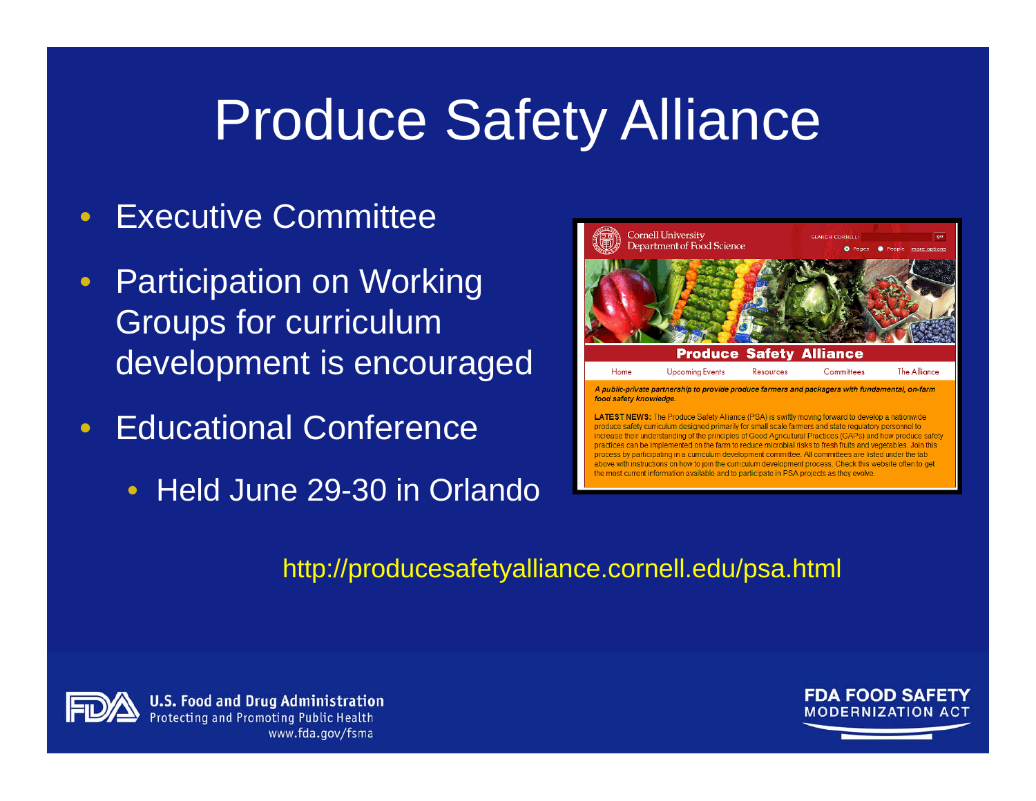# Produce Safety Alliance

- Executive Committee
- Participation on Working Groups for curriculum development is encouraged
- Educational Conference
  - Held June 29-30 in Orlando

http://producesafetyalliance.cornell.edu/psa.html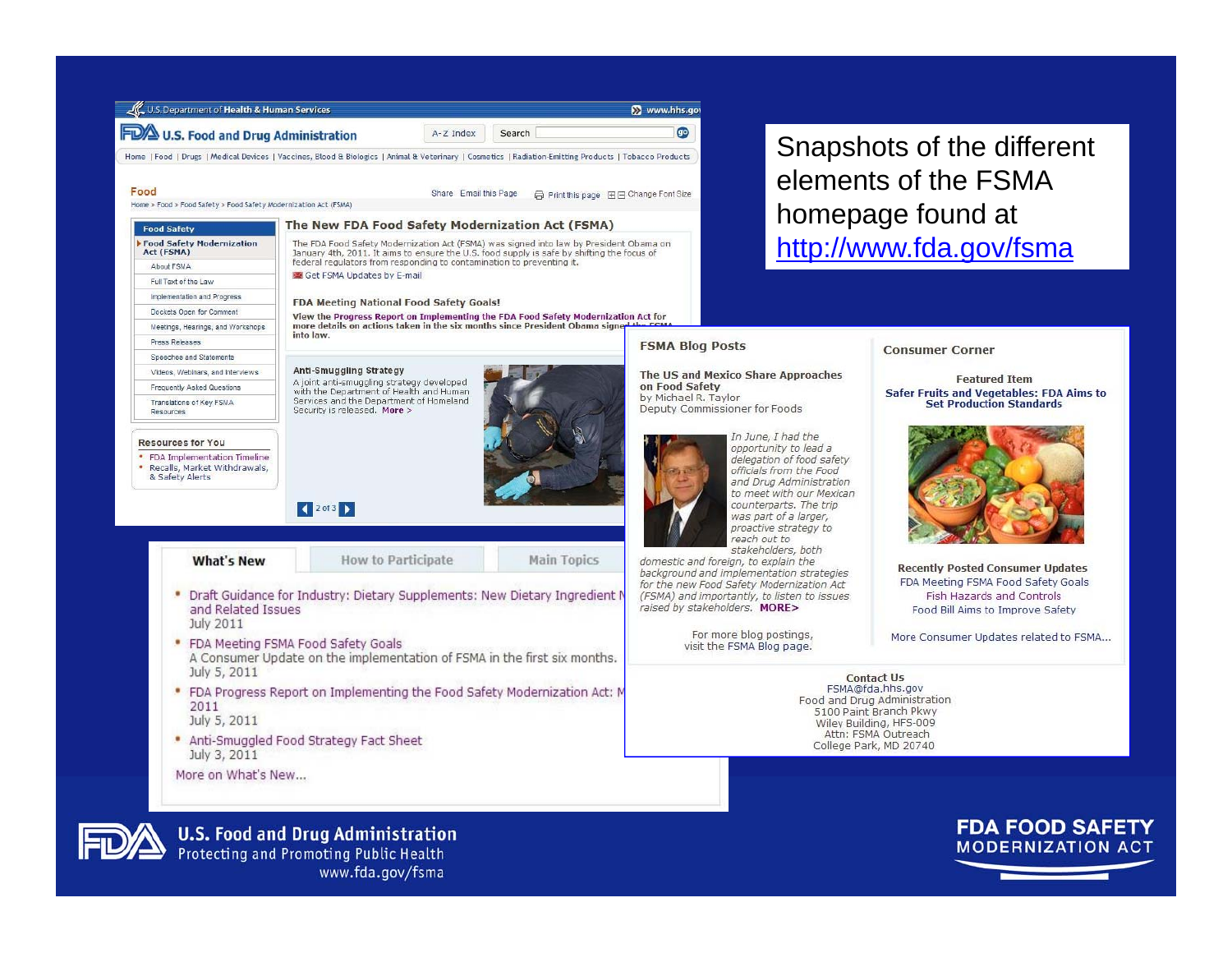Snapshots of the different elements of the FSMA homepage found at http://www.fda.gov/fsma

U.S. Department of Health & Human Services www.hhs.gov

**U.S. Food and Drug Administration**

A-Z Index | Search

Home | Food | Drugs | Medical Devices | Vaccines, Blood & Biologics | Animal & Veterinary | Cosmetics | Radiation-Emitting Products | Tobacco Products

**Food**

Home > Food > Food Safety > Food Safety Modernization Act (FSMA)

Share | Email this Page | Print this page | Change Font Size

- Food Safety
- Food Safety Modernization Act (FSMA)
  - About FSMA
  - Full Text of the Law
  - Implementation and Progress
  - Dockets Open for Comment
  - Meetings, Hearings, and Workshops
  - Press Releases
  - Speeches and Statements
  - Videos, Webinars, and Interviews
  - Frequently Asked Questions
  - Translations of Key FSMA Resources

**Resources for You**

- FDA Implementation Timeline
- Recalls, Market Withdrawals, & Safety Alerts

## The New FDA Food Safety Modernization Act (FSMA)

The FDA Food Safety Modernization Act (FSMA) was signed into law by President Obama on January 4th, 2011. It aims to ensure the U.S. food supply is safe by shifting the focus of federal regulators from responding to contamination to preventing it.

Get FSMA Updates by E-mail

**FDA Meeting National Food Safety Goals!**

**View the Progress Report on Implementing the FDA Food Safety Modernization Act for more details on actions taken in the six months since President Obama signed the FSMA into law.**

**Anti-Smuggling Strategy**

A joint anti-smuggling strategy developed with the Department of Health and Human Services and the Department of Homeland Security is released. More >

2 of 3

**What's New** | How to Participate | Main Topics

- Draft Guidance for Industry: Dietary Supplements: New Dietary Ingredient N... and Related Issues
  July 2011
- FDA Meeting FSMA Food Safety Goals
  A Consumer Update on the implementation of FSMA in the first six months.
  July 5, 2011
- FDA Progress Report on Implementing the Food Safety Modernization Act: M... 2011
  July 5, 2011
- Anti-Smuggled Food Strategy Fact Sheet
  July 3, 2011

More on What's New...

**FSMA Blog Posts**

**The US and Mexico Share Approaches on Food Safety**
by Michael R. Taylor
Deputy Commissioner for Foods

*In June, I had the opportunity to lead a delegation of food safety officials from the Food and Drug Administration to meet with our Mexican counterparts. The trip was part of a larger, proactive strategy to reach out to stakeholders, both domestic and foreign, to explain the background and implementation strategies for the new Food Safety Modernization Act (FSMA) and importantly, to listen to issues raised by stakeholders.* **MORE>**

For more blog postings, visit the FSMA Blog page.

**Consumer Corner**

**Featured Item**
**Safer Fruits and Vegetables: FDA Aims to Set Production Standards**

**Recently Posted Consumer Updates**
- FDA Meeting FSMA Food Safety Goals
- Fish Hazards and Controls
- Food Bill Aims to Improve Safety

More Consumer Updates related to FSMA...

**Contact Us**
FSMA@fda.hhs.gov
Food and Drug Administration
5100 Paint Branch Pkwy
Wiley Building, HFS-009
Attn: FSMA Outreach
College Park, MD 20740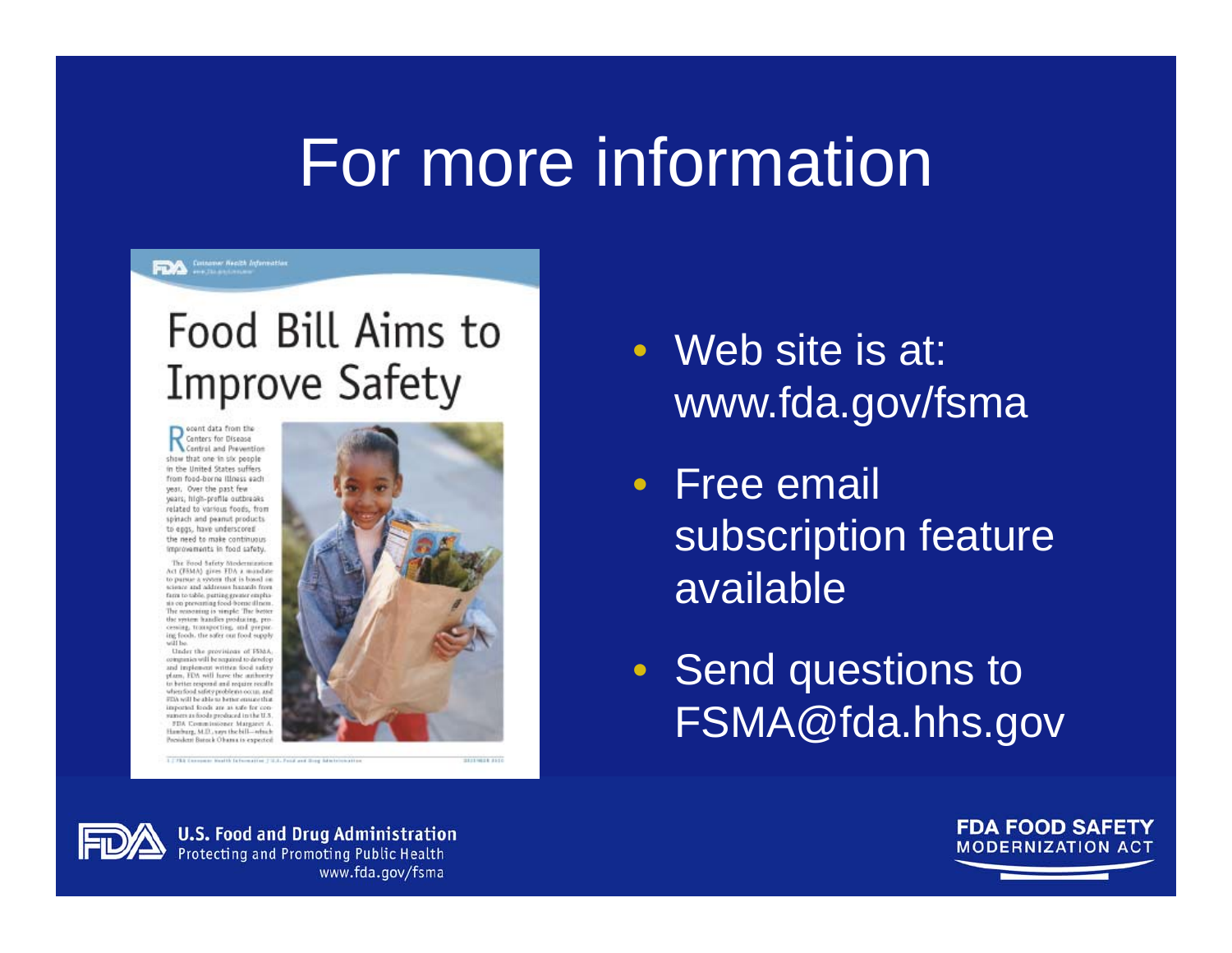# For more information

- Web site is at: www.fda.gov/fsma
- Free email subscription feature available
- Send questions to FSMA@fda.hhs.gov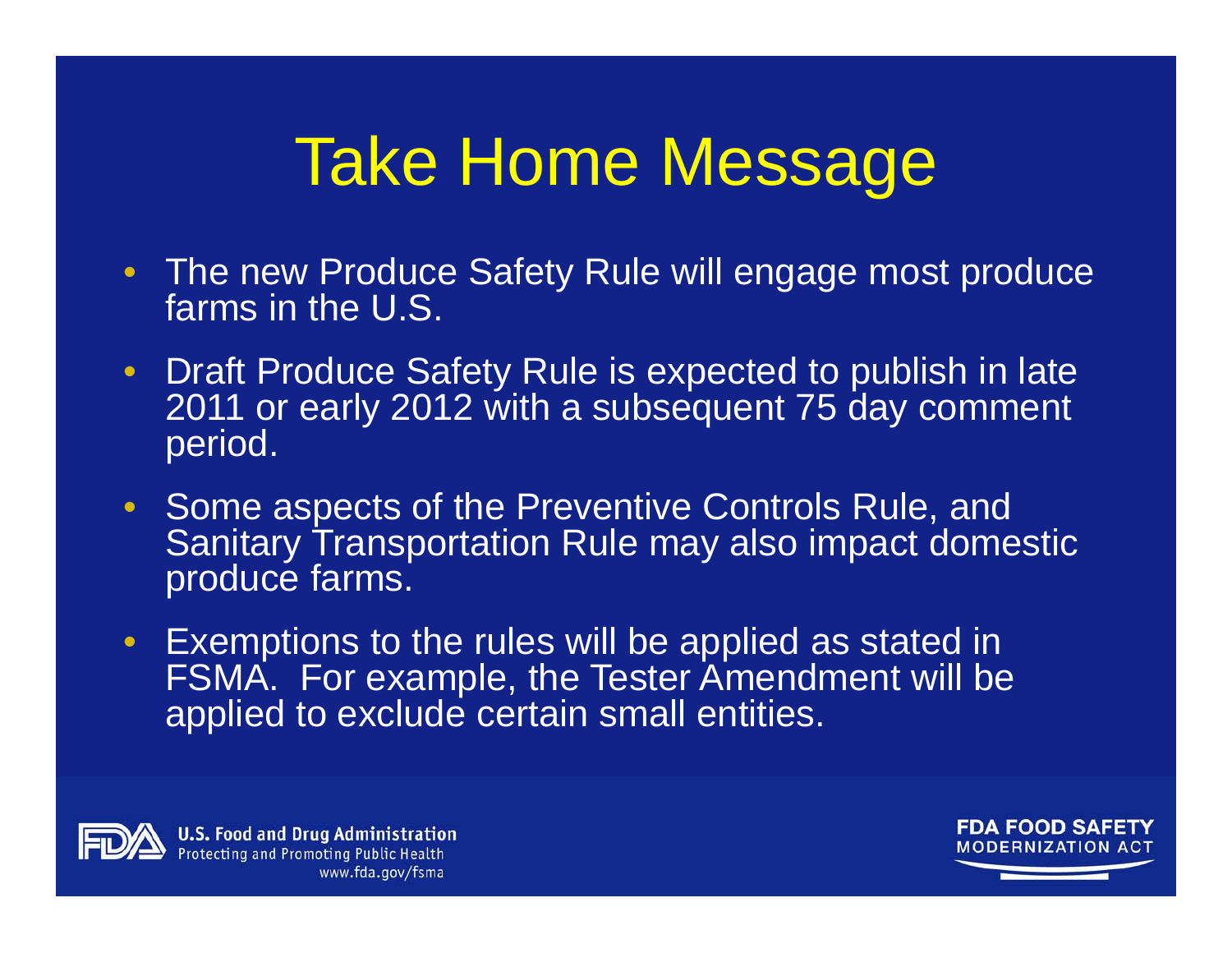# Take Home Message

- The new Produce Safety Rule will engage most produce farms in the U.S.
- Draft Produce Safety Rule is expected to publish in late 2011 or early 2012 with a subsequent 75 day comment period.
- Some aspects of the Preventive Controls Rule, and Sanitary Transportation Rule may also impact domestic produce farms.
- Exemptions to the rules will be applied as stated in FSMA. For example, the Tester Amendment will be applied to exclude certain small entities.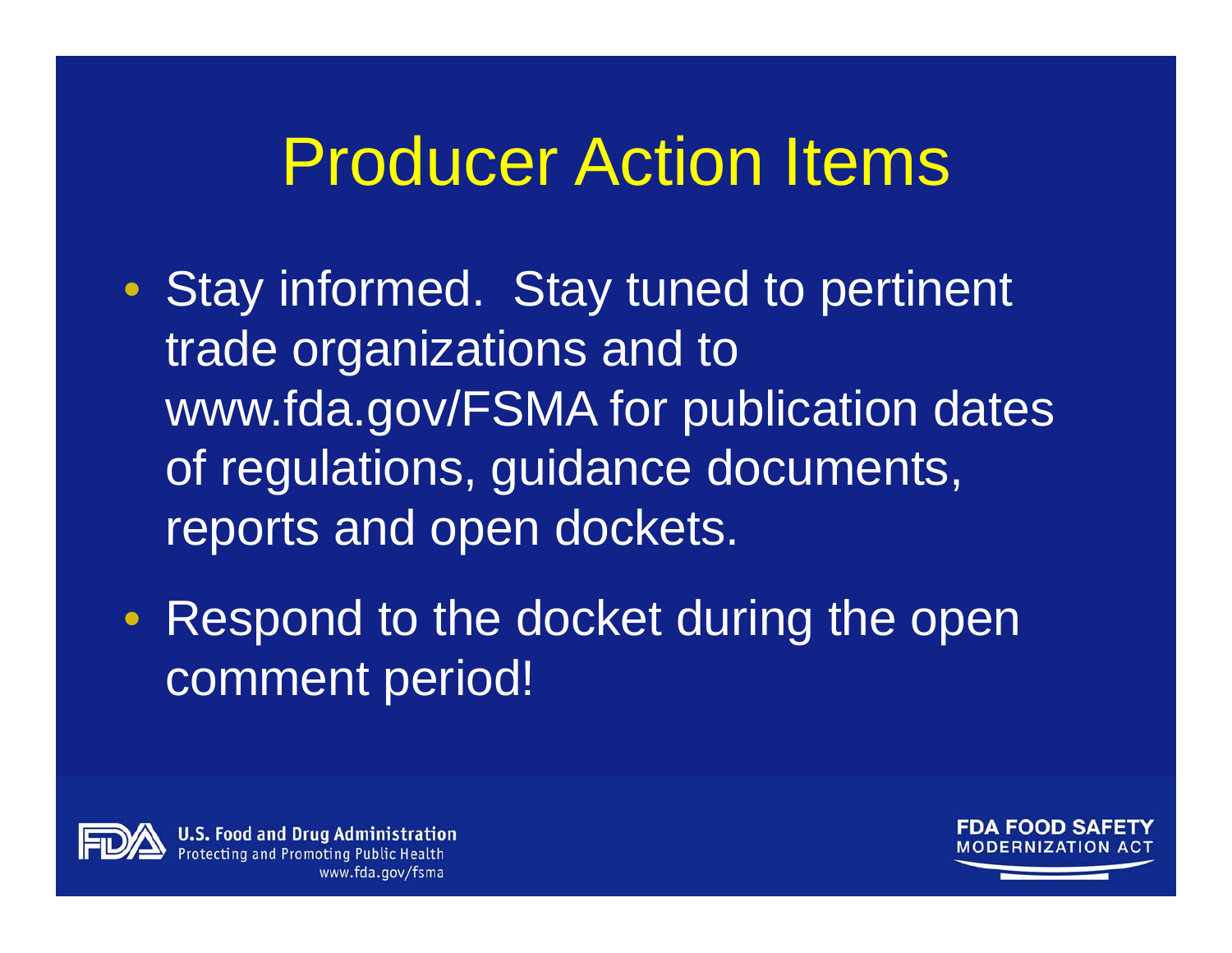# Producer Action Items

- Stay informed. Stay tuned to pertinent trade organizations and to www.fda.gov/FSMA for publication dates of regulations, guidance documents, reports and open dockets.
- Respond to the docket during the open comment period!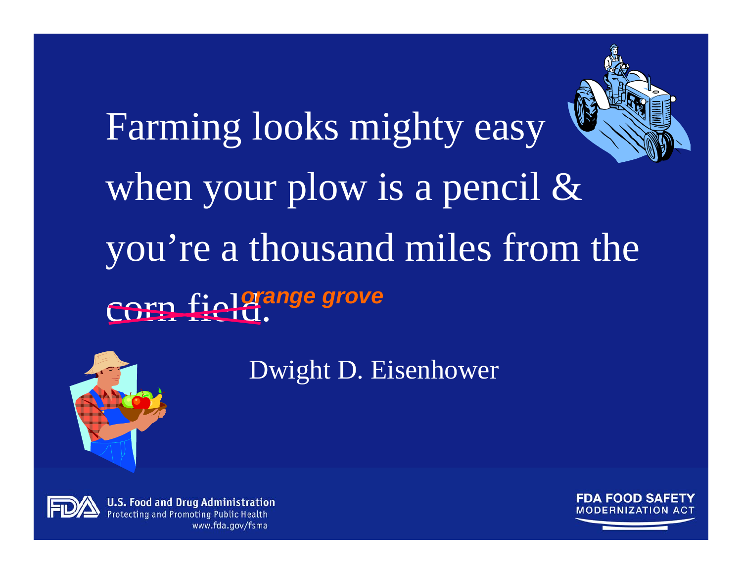Farming looks mighty easy when your plow is a pencil & you're a thousand miles from the ~~corn field~~ ***orange grove***.

Dwight D. Eisenhower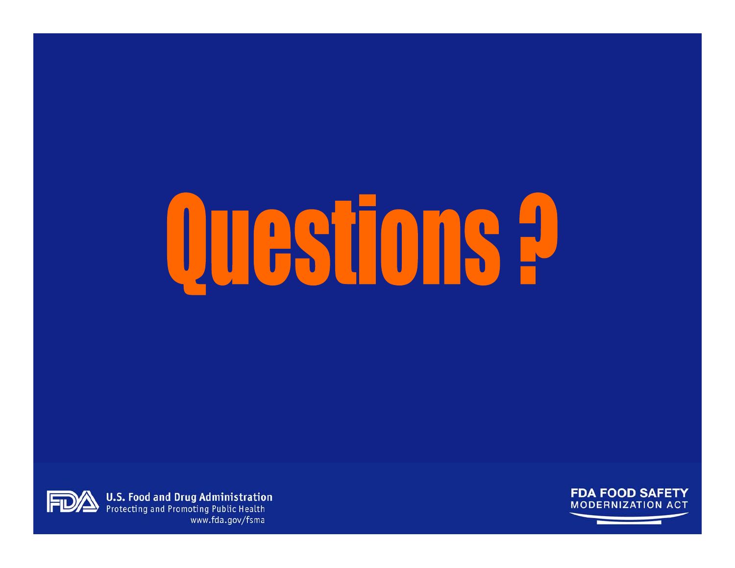# Questions ?